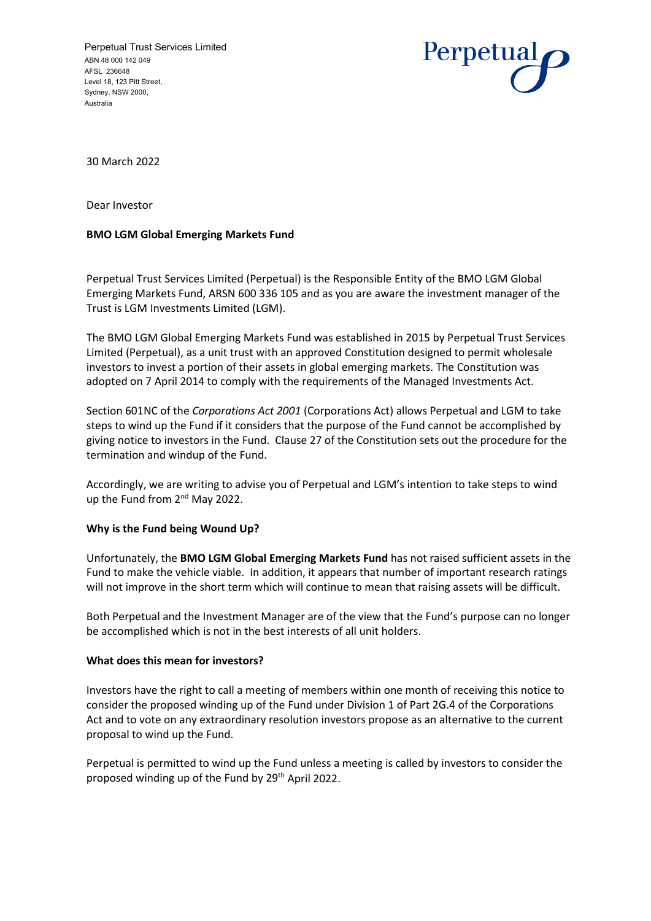Perpetual Trust Services Limited
ABN 48 000 142 049
AFSL 236648
Level 18, 123 Pitt Street,
Sydney, NSW 2000,
Australia

Perpetual

30 March 2022

Dear Investor

**BMO LGM Global Emerging Markets Fund**

Perpetual Trust Services Limited (Perpetual) is the Responsible Entity of the BMO LGM Global Emerging Markets Fund, ARSN 600 336 105 and as you are aware the investment manager of the Trust is LGM Investments Limited (LGM).

The BMO LGM Global Emerging Markets Fund was established in 2015 by Perpetual Trust Services Limited (Perpetual), as a unit trust with an approved Constitution designed to permit wholesale investors to invest a portion of their assets in global emerging markets. The Constitution was adopted on 7 April 2014 to comply with the requirements of the Managed Investments Act.

Section 601NC of the *Corporations Act 2001* (Corporations Act) allows Perpetual and LGM to take steps to wind up the Fund if it considers that the purpose of the Fund cannot be accomplished by giving notice to investors in the Fund. Clause 27 of the Constitution sets out the procedure for the termination and windup of the Fund.

Accordingly, we are writing to advise you of Perpetual and LGM's intention to take steps to wind up the Fund from 2nd May 2022.

**Why is the Fund being Wound Up?**

Unfortunately, the **BMO LGM Global Emerging Markets Fund** has not raised sufficient assets in the Fund to make the vehicle viable. In addition, it appears that number of important research ratings will not improve in the short term which will continue to mean that raising assets will be difficult.

Both Perpetual and the Investment Manager are of the view that the Fund's purpose can no longer be accomplished which is not in the best interests of all unit holders.

**What does this mean for investors?**

Investors have the right to call a meeting of members within one month of receiving this notice to consider the proposed winding up of the Fund under Division 1 of Part 2G.4 of the Corporations Act and to vote on any extraordinary resolution investors propose as an alternative to the current proposal to wind up the Fund.

Perpetual is permitted to wind up the Fund unless a meeting is called by investors to consider the proposed winding up of the Fund by 29th April 2022.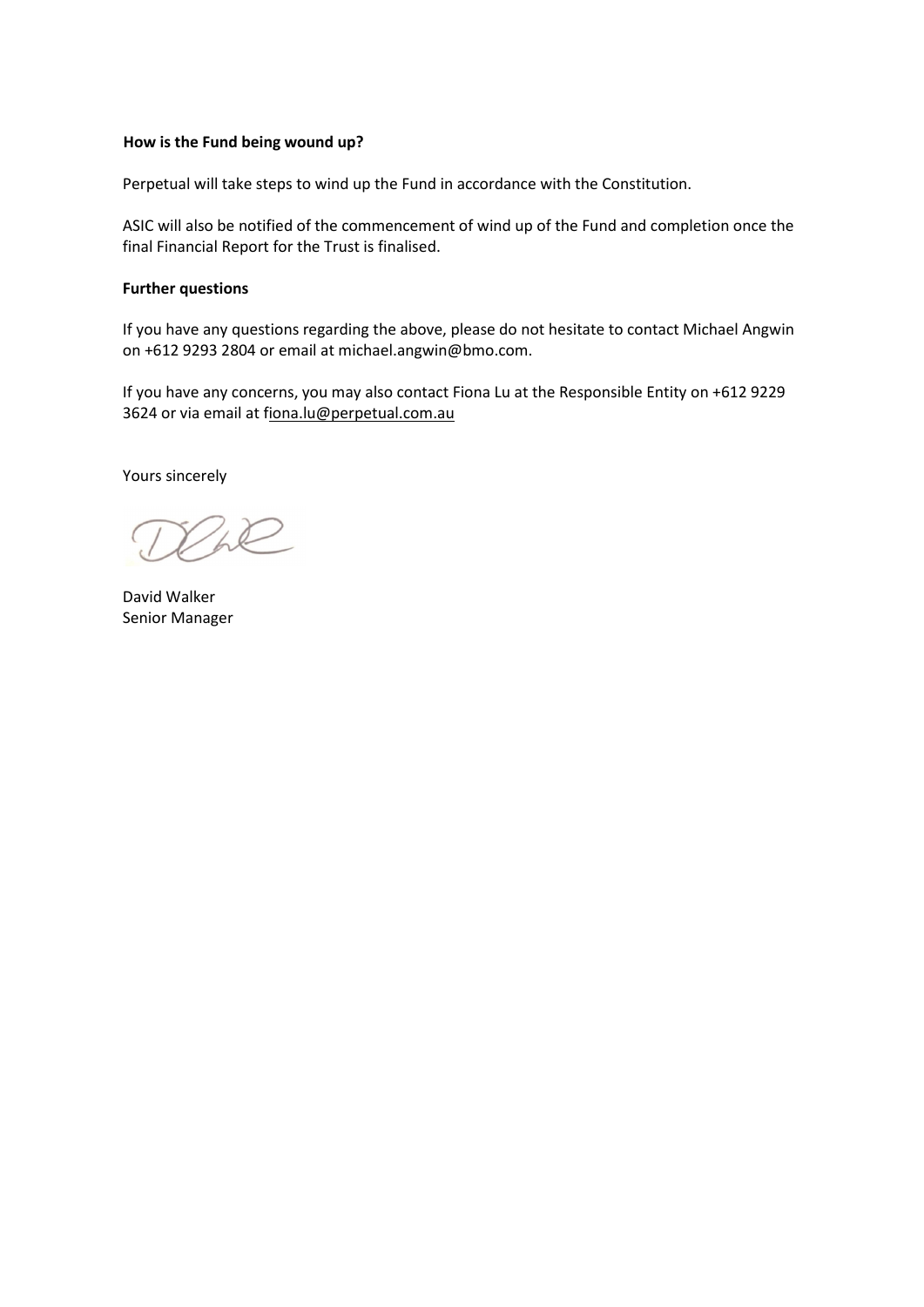**How is the Fund being wound up?**

Perpetual will take steps to wind up the Fund in accordance with the Constitution.

ASIC will also be notified of the commencement of wind up of the Fund and completion once the final Financial Report for the Trust is finalised.

**Further questions**

If you have any questions regarding the above, please do not hesitate to contact Michael Angwin on +612 9293 2804 or email at michael.angwin@bmo.com.

If you have any concerns, you may also contact Fiona Lu at the Responsible Entity on +612 9229 3624 or via email at fiona.lu@perpetual.com.au

Yours sincerely

David Walker
Senior Manager